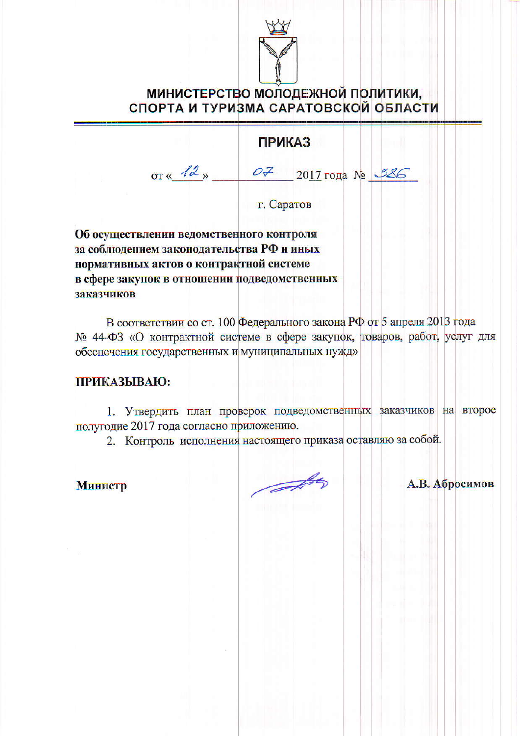# МИНИСТЕРСТВО МОЛОДЕЖНОЙ ПОЛИТИКИ, СПОРТА И ТУРИЗМА САРАТОВСКОЙ ОБЛАСТИ

## ПРИКАЗ

от « 12 » 07 2017 года № 386

г. Саратов

**Об осуществлении ведомственного контроля за соблюдением законодательства РФ и иных нормативных актов о контрактной системе в сфере закупок в отношении подведомственных заказчиков**

В соответствии со ст. 100 Федерального закона РФ от 5 апреля 2013 года № 44-ФЗ «О контрактной системе в сфере закупок, товаров, работ, услуг для обеспечения государственных и муниципальных нужд»

**ПРИКАЗЫВАЮ:**

1. Утвердить план проверок подведомственных заказчиков на второе полугодие 2017 года согласно приложению.
2. Контроль исполнения настоящего приказа оставляю за собой.

**Министр** **А.В. Абросимов**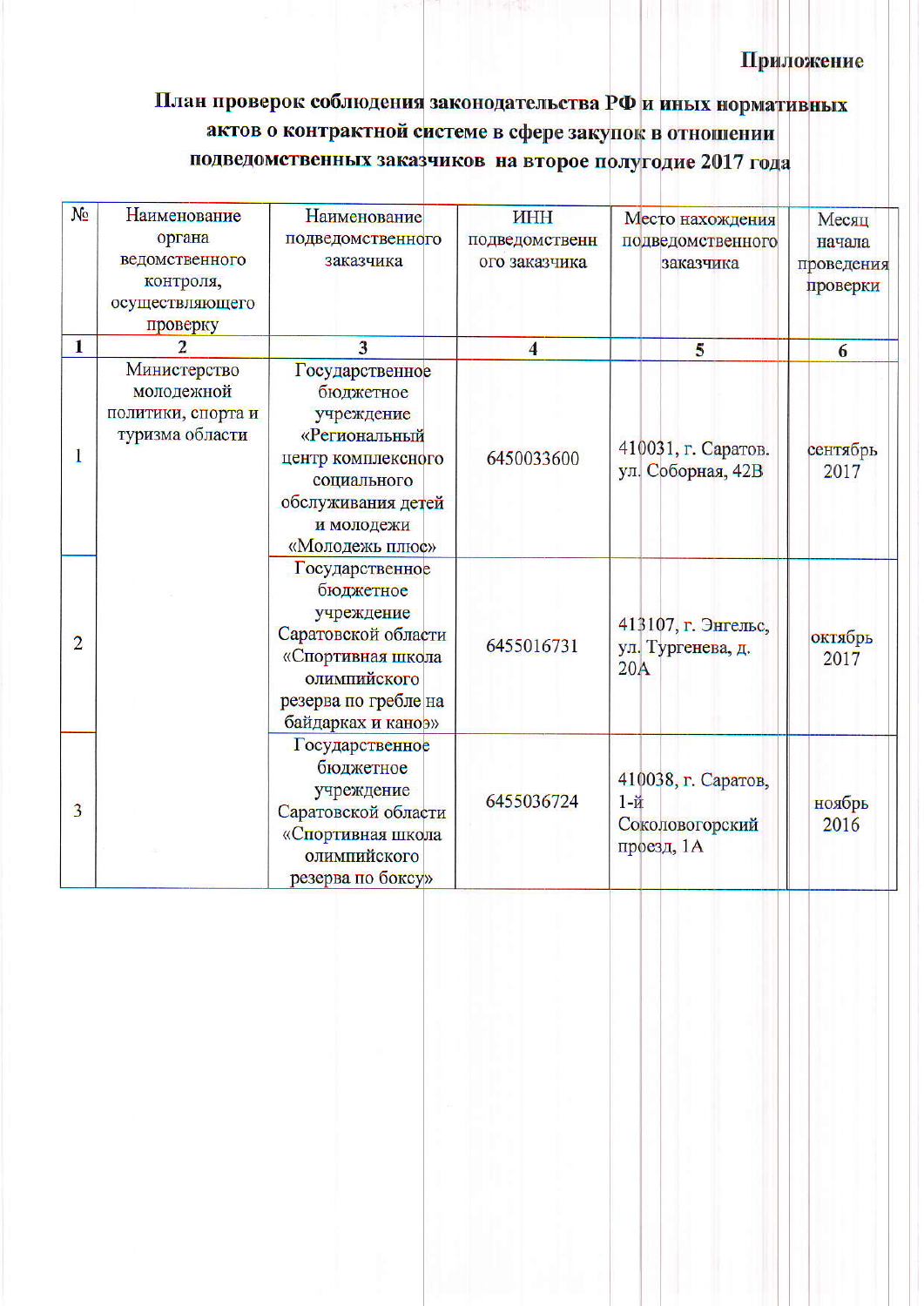Приложение

# План проверок соблюдения законодательства РФ и иных нормативных актов о контрактной системе в сфере закупок в отношении подведомственных заказчиков на второе полугодие 2017 года

| № | Наименование органа ведомственного контроля, осуществляющего проверку | Наименование подведомственного заказчика | ИНН подведомственного заказчика | Место нахождения подведомственного заказчика | Месяц начала проведения проверки |
|---|---|---|---|---|---|
| 1 | 2 | 3 | 4 | 5 | 6 |
| 1 | Министерство молодежной политики, спорта и туризма области | Государственное бюджетное учреждение «Региональный центр комплексного социального обслуживания детей и молодежи «Молодежь плюс» | 6450033600 | 410031, г. Саратов. ул. Соборная, 42В | сентябрь 2017 |
| 2 | | Государственное бюджетное учреждение Саратовской области «Спортивная школа олимпийского резерва по гребле на байдарках и каноэ» | 6455016731 | 413107, г. Энгельс, ул. Тургенева, д. 20А | октябрь 2017 |
| 3 | | Государственное бюджетное учреждение Саратовской области «Спортивная школа олимпийского резерва по боксу» | 6455036724 | 410038, г. Саратов, 1-й Соколовогорский проезд, 1А | ноябрь 2016 |